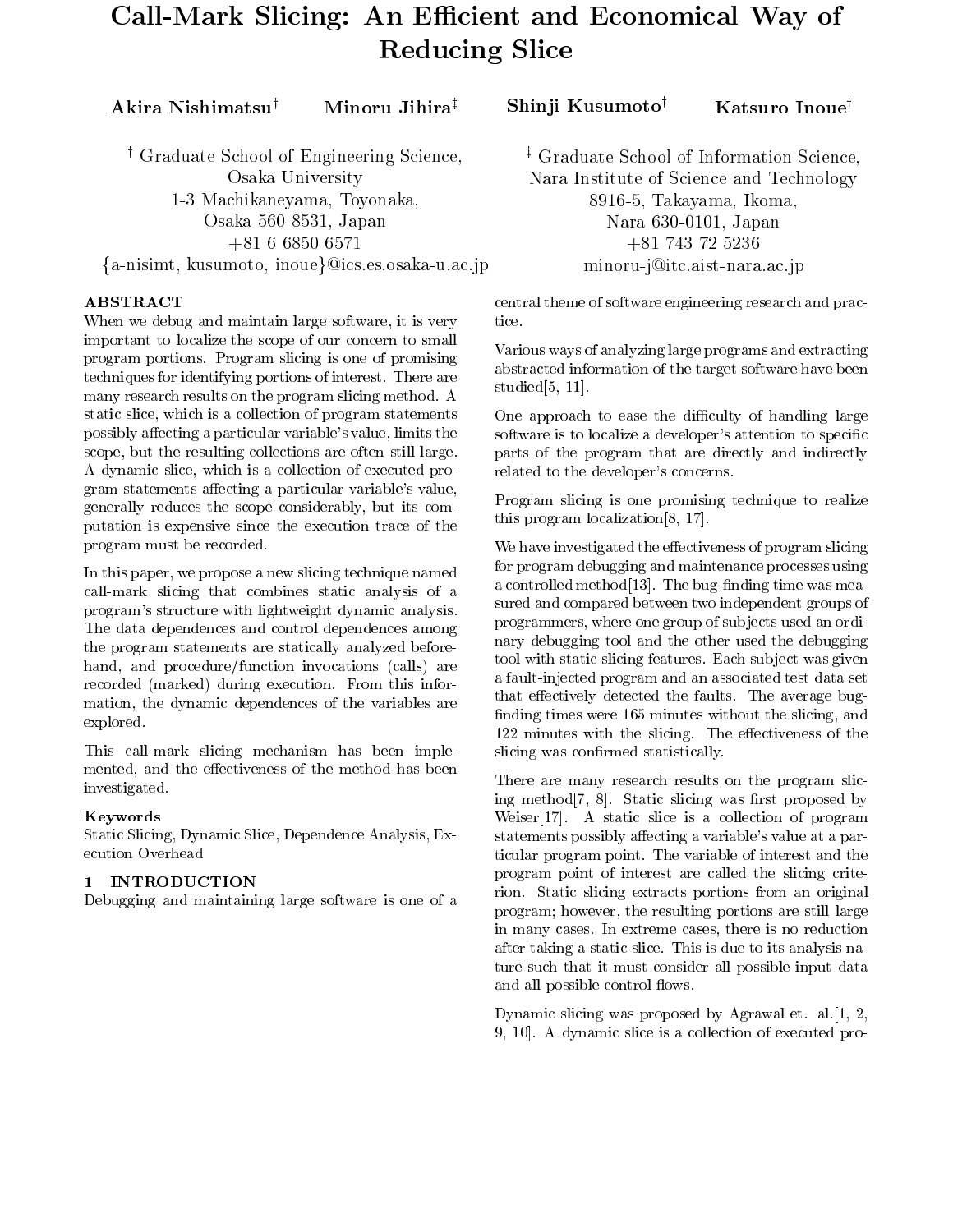# Call-Mark Slicing: An Efficient and Economical Way of Reducing Slice

**Akira Nishimatsu**[†] **Minoru Jihira**[‡] **Shinji Kusumoto**[†] **Katsuro Inoue**[†]

[†] Graduate School of Engineering Science,
Osaka University
1-3 Machikaneyama, Toyonaka,
Osaka 560-8531, Japan
+81 6 6850 6571
{a-nisimt, kusumoto, inoue}@ics.es.osaka-u.ac.jp

[‡] Graduate School of Information Science,
Nara Institute of Science and Technology
8916-5, Takayama, Ikoma,
Nara 630-0101, Japan
+81 743 72 5236
minoru-j@itc.aist-nara.ac.jp

## ABSTRACT

When we debug and maintain large software, it is very important to localize the scope of our concern to small program portions. Program slicing is one of promising techniques for identifying portions of interest. There are many research results on the program slicing method. A static slice, which is a collection of program statements possibly affecting a particular variable's value, limits the scope, but the resulting collections are often still large. A dynamic slice, which is a collection of executed program statements affecting a particular variable's value, generally reduces the scope considerably, but its computation is expensive since the execution trace of the program must be recorded.

In this paper, we propose a new slicing technique named call-mark slicing that combines static analysis of a program's structure with lightweight dynamic analysis. The data dependences and control dependences among the program statements are statically analyzed beforehand, and procedure/function invocations (calls) are recorded (marked) during execution. From this information, the dynamic dependences of the variables are explored.

This call-mark slicing mechanism has been implemented, and the effectiveness of the method has been investigated.

### Keywords

Static Slicing, Dynamic Slice, Dependence Analysis, Execution Overhead

## 1 INTRODUCTION

Debugging and maintaining large software is one of a central theme of software engineering research and practice.

Various ways of analyzing large programs and extracting abstracted information of the target software have been studied[5, 11].

One approach to ease the difficulty of handling large software is to localize a developer's attention to specific parts of the program that are directly and indirectly related to the developer's concerns.

Program slicing is one promising technique to realize this program localization[8, 17].

We have investigated the effectiveness of program slicing for program debugging and maintenance processes using a controlled method[13]. The bug-finding time was measured and compared between two independent groups of programmers, where one group of subjects used an ordinary debugging tool and the other used the debugging tool with static slicing features. Each subject was given a fault-injected program and an associated test data set that effectively detected the faults. The average bug-finding times were 165 minutes without the slicing, and 122 minutes with the slicing. The effectiveness of the slicing was confirmed statistically.

There are many research results on the program slicing method[7, 8]. Static slicing was first proposed by Weiser[17]. A static slice is a collection of program statements possibly affecting a variable's value at a particular program point. The variable of interest and the program point of interest are called the slicing criterion. Static slicing extracts portions from an original program; however, the resulting portions are still large in many cases. In extreme cases, there is no reduction after taking a static slice. This is due to its analysis nature such that it must consider all possible input data and all possible control flows.

Dynamic slicing was proposed by Agrawal et. al.[1, 2, 9, 10]. A dynamic slice is a collection of executed pro-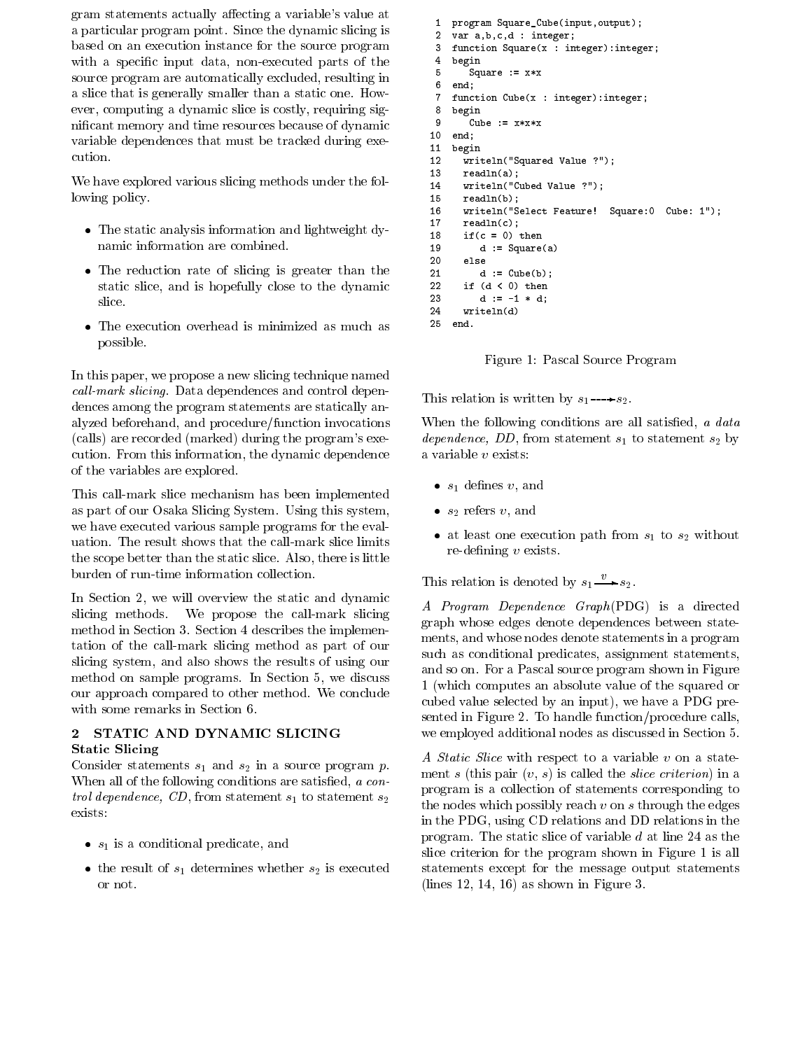gram statements actually affecting a variable's value at a particular program point. Since the dynamic slicing is based on an execution instance for the source program with a specific input data, non-executed parts of the source program are automatically excluded, resulting in a slice that is generally smaller than a static one. However, computing a dynamic slice is costly, requiring significant memory and time resources because of dynamic variable dependences that must be tracked during execution.

We have explored various slicing methods under the following policy.

- The static analysis information and lightweight dynamic information are combined.
- The reduction rate of slicing is greater than the static slice, and is hopefully close to the dynamic slice.
- The execution overhead is minimized as much as possible.

In this paper, we propose a new slicing technique named *call-mark slicing*. Data dependences and control dependences among the program statements are statically analyzed beforehand, and procedure/function invocations (calls) are recorded (marked) during the program's execution. From this information, the dynamic dependence of the variables are explored.

This call-mark slice mechanism has been implemented as part of our Osaka Slicing System. Using this system, we have executed various sample programs for the evaluation. The result shows that the call-mark slice limits the scope better than the static slice. Also, there is little burden of run-time information collection.

In Section 2, we will overview the static and dynamic slicing methods. We propose the call-mark slicing method in Section 3. Section 4 describes the implementation of the call-mark slicing method as part of our slicing system, and also shows the results of using our method on sample programs. In Section 5, we discuss our approach compared to other method. We conclude with some remarks in Section 6.

## 2 STATIC AND DYNAMIC SLICING

### Static Slicing

Consider statements $s_1$ and $s_2$ in a source program $p$. When all of the following conditions are satisfied, *a control dependence, CD*, from statement $s_1$ to statement $s_2$ exists:

- $s_1$ is a conditional predicate, and
- the result of $s_1$ determines whether $s_2$ is executed or not.

```
 1  program Square_Cube(input,output);
 2  var a,b,c,d : integer;
 3  function Square(x : integer):integer;
 4  begin
 5     Square := x*x
 6  end;
 7  function Cube(x : integer):integer;
 8  begin
 9     Cube := x*x*x
10  end;
11  begin
12    writeln("Squared Value ?");
13    readln(a);
14    writeln("Cubed Value ?");
15    readln(b);
16    writeln("Select Feature!  Square:0  Cube: 1");
17    readln(c);
18    if(c = 0) then
19       d := Square(a)
20    else
21       d := Cube(b);
22    if (d < 0) then
23       d := -1 * d;
24    writeln(d)
25  end.
```

Figure 1: Pascal Source Program

This relation is written by $s_1 \dashrightarrow s_2$.

When the following conditions are all satisfied, *a data dependence, DD*, from statement $s_1$ to statement $s_2$ by a variable $v$ exists:

- $s_1$ defines $v$, and
- $s_2$ refers $v$, and
- at least one execution path from $s_1$ to $s_2$ without re-defining $v$ exists.

This relation is denoted by $s_1 \xrightarrow{v} s_2$.

*A Program Dependence Graph*(PDG) is a directed graph whose edges denote dependences between statements, and whose nodes denote statements in a program such as conditional predicates, assignment statements, and so on. For a Pascal source program shown in Figure 1 (which computes an absolute value of the squared or cubed value selected by an input), we have a PDG presented in Figure 2. To handle function/procedure calls, we employed additional nodes as discussed in Section 5.

*A Static Slice* with respect to a variable $v$ on a statement $s$ (this pair $(v, s)$ is called the *slice criterion*) in a program is a collection of statements corresponding to the nodes which possibly reach $v$ on $s$ through the edges in the PDG, using CD relations and DD relations in the program. The static slice of variable $d$ at line 24 as the slice criterion for the program shown in Figure 1 is all statements except for the message output statements (lines 12, 14, 16) as shown in Figure 3.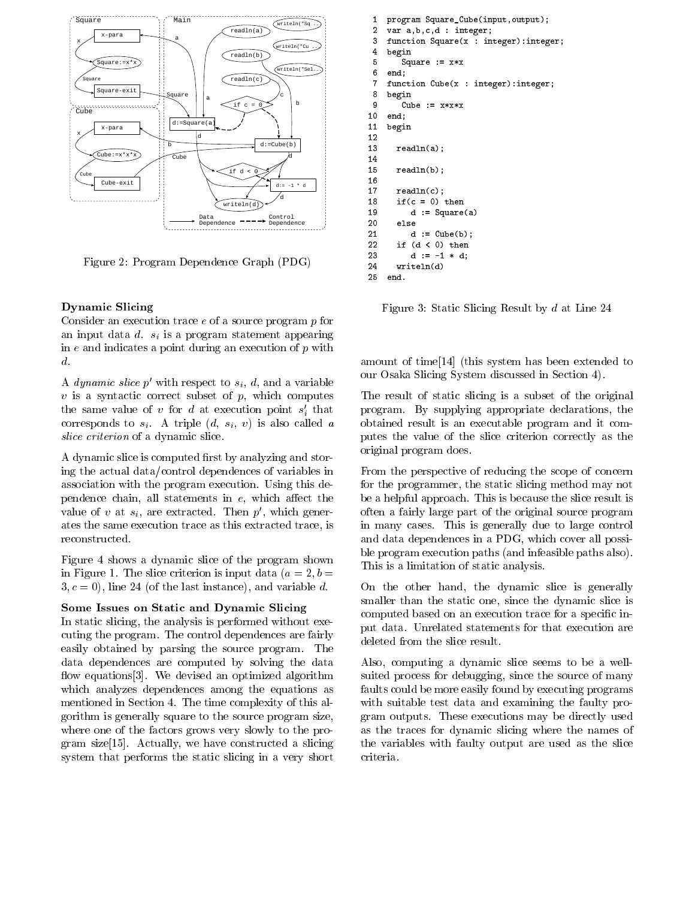Figure 2: Program Dependence Graph (PDG)

```
 1  program Square_Cube(input,output);
 2  var a,b,c,d : integer;
 3  function Square(x : integer):integer;
 4  begin
 5     Square := x*x
 6  end;
 7  function Cube(x : integer):integer;
 8  begin
 9     Cube := x*x*x
10  end;
11  begin
12
13    readln(a);
14
15    readln(b);
16
17    readln(c);
18    if(c = 0) then
19       d := Square(a)
20    else
21       d := Cube(b);
22    if (d < 0) then
23       d := -1 * d;
24    writeln(d)
25  end.
```

Figure 3: Static Slicing Result by $d$ at Line 24

**Dynamic Slicing**

Consider an execution trace $e$ of a source program $p$ for an input data $d$. $s_i$ is a program statement appearing in $e$ and indicates a point during an execution of $p$ with $d$.

A *dynamic slice* $p'$ with respect to $s_i$, $d$, and a variable $v$ is a syntactic correct subset of $p$, which computes the same value of $v$ for $d$ at execution point $s'_i$ that corresponds to $s_i$. A triple ($d$, $s_i$, $v$) is also called *a slice criterion* of a dynamic slice.

A dynamic slice is computed first by analyzing and storing the actual data/control dependences of variables in association with the program execution. Using this dependence chain, all statements in $e$, which affect the value of $v$ at $s_i$, are extracted. Then $p'$, which generates the same execution trace as this extracted trace, is reconstructed.

Figure 4 shows a dynamic slice of the program shown in Figure 1. The slice criterion is input data ($a = 2, b = 3, c = 0$), line 24 (of the last instance), and variable $d$.

**Some Issues on Static and Dynamic Slicing**

In static slicing, the analysis is performed without executing the program. The control dependences are fairly easily obtained by parsing the source program. The data dependences are computed by solving the data flow equations[3]. We devised an optimized algorithm which analyzes dependences among the equations as mentioned in Section 4. The time complexity of this algorithm is generally square to the source program size, where one of the factors grows very slowly to the program size[15]. Actually, we have constructed a slicing system that performs the static slicing in a very short amount of time[14] (this system has been extended to our Osaka Slicing System discussed in Section 4).

The result of static slicing is a subset of the original program. By supplying appropriate declarations, the obtained result is an executable program and it computes the value of the slice criterion correctly as the original program does.

From the perspective of reducing the scope of concern for the programmer, the static slicing method may not be a helpful approach. This is because the slice result is often a fairly large part of the original source program in many cases. This is generally due to large control and data dependences in a PDG, which cover all possible program execution paths (and infeasible paths also). This is a limitation of static analysis.

On the other hand, the dynamic slice is generally smaller than the static one, since the dynamic slice is computed based on an execution trace for a specific input data. Unrelated statements for that execution are deleted from the slice result.

Also, computing a dynamic slice seems to be a well-suited process for debugging, since the source of many faults could be more easily found by executing programs with suitable test data and examining the faulty program outputs. These executions may be directly used as the traces for dynamic slicing where the names of the variables with faulty output are used as the slice criteria.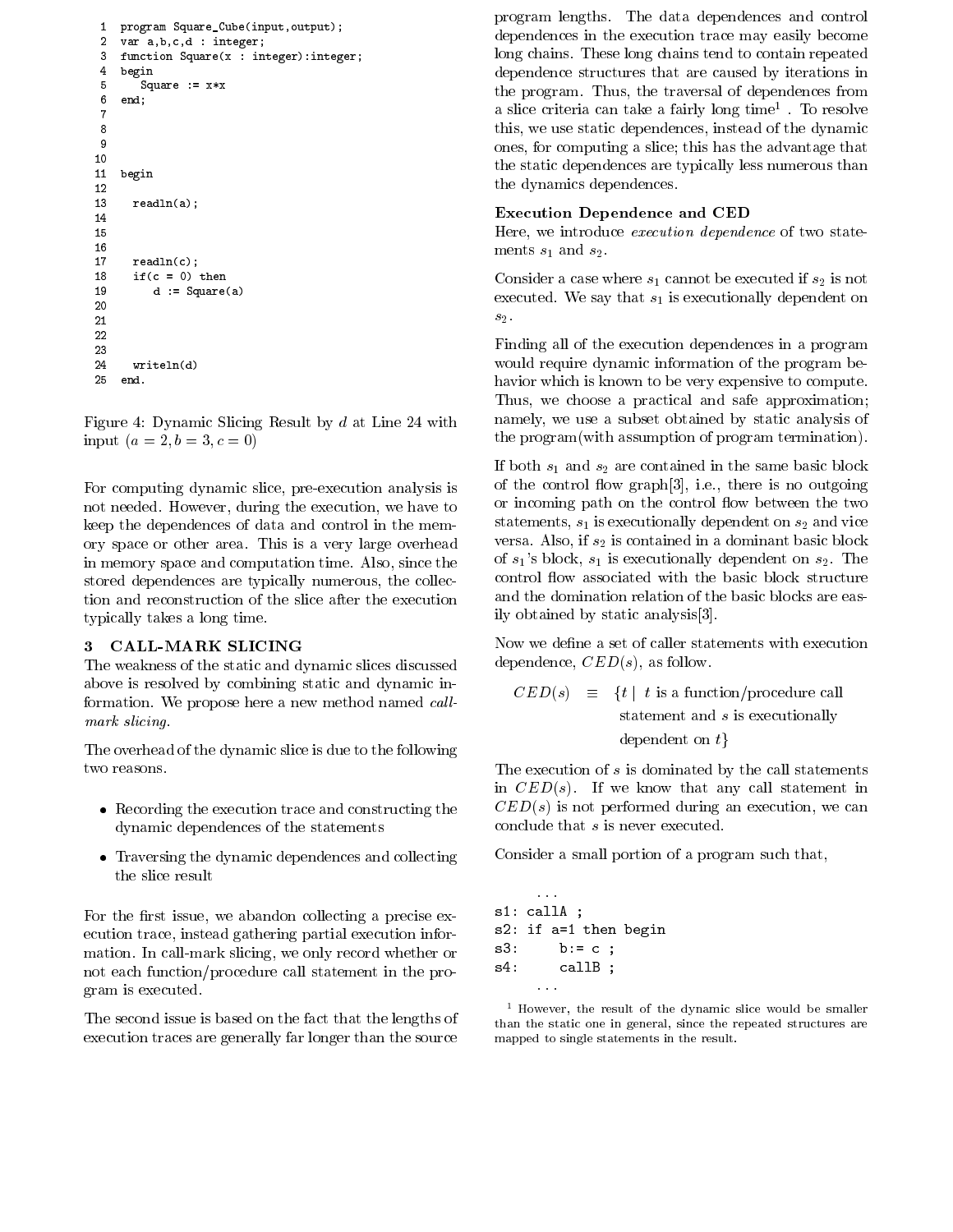```
 1   program Square_Cube(input,output);
 2   var a,b,c,d : integer;
 3   function Square(x : integer):integer;
 4   begin
 5      Square := x*x
 6   end;
 7
 8
 9
10
11   begin
12
13     readln(a);
14
15
16
17     readln(c);
18     if(c = 0) then
19        d := Square(a)
20
21
22
23
24     writeln(d)
25   end.
```

Figure 4: Dynamic Slicing Result by $d$ at Line 24 with input $(a = 2, b = 3, c = 0)$

For computing dynamic slice, pre-execution analysis is not needed. However, during the execution, we have to keep the dependences of data and control in the memory space or other area. This is a very large overhead in memory space and computation time. Also, since the stored dependences are typically numerous, the collection and reconstruction of the slice after the execution typically takes a long time.

## 3 CALL-MARK SLICING

The weakness of the static and dynamic slices discussed above is resolved by combining static and dynamic information. We propose here a new method named *call-mark slicing*.

The overhead of the dynamic slice is due to the following two reasons.

- Recording the execution trace and constructing the dynamic dependences of the statements
- Traversing the dynamic dependences and collecting the slice result

For the first issue, we abandon collecting a precise execution trace, instead gathering partial execution information. In call-mark slicing, we only record whether or not each function/procedure call statement in the program is executed.

The second issue is based on the fact that the lengths of execution traces are generally far longer than the source program lengths. The data dependences and control dependences in the execution trace may easily become long chains. These long chains tend to contain repeated dependence structures that are caused by iterations in the program. Thus, the traversal of dependences from a slice criteria can take a fairly long time[1] . To resolve this, we use static dependences, instead of the dynamic ones, for computing a slice; this has the advantage that the static dependences are typically less numerous than the dynamics dependences.

### Execution Dependence and CED

Here, we introduce *execution dependence* of two statements $s_1$ and $s_2$.

Consider a case where $s_1$ cannot be executed if $s_2$ is not executed. We say that $s_1$ is executionally dependent on $s_2$.

Finding all of the execution dependences in a program would require dynamic information of the program behavior which is known to be very expensive to compute. Thus, we choose a practical and safe approximation; namely, we use a subset obtained by static analysis of the program(with assumption of program termination).

If both $s_1$ and $s_2$ are contained in the same basic block of the control flow graph[3], i.e., there is no outgoing or incoming path on the control flow between the two statements, $s_1$ is executionally dependent on $s_2$ and vice versa. Also, if $s_2$ is contained in a dominant basic block of $s_1$'s block, $s_1$ is executionally dependent on $s_2$. The control flow associated with the basic block structure and the domination relation of the basic blocks are easily obtained by static analysis[3].

Now we define a set of caller statements with execution dependence, $CED(s)$, as follow.

$$CED(s) \equiv \{t \mid t \text{ is a function/procedure call statement and } s \text{ is executionally dependent on } t\}$$

The execution of $s$ is dominated by the call statements in $CED(s)$. If we know that any call statement in $CED(s)$ is not performed during an execution, we can conclude that $s$ is never executed.

Consider a small portion of a program such that,

```
    ...
s1: callA ;
s2: if a=1 then begin
s3:     b:= c ;
s4:     callB ;
    ...
```

[1] However, the result of the dynamic slice would be smaller than the static one in general, since the repeated structures are mapped to single statements in the result.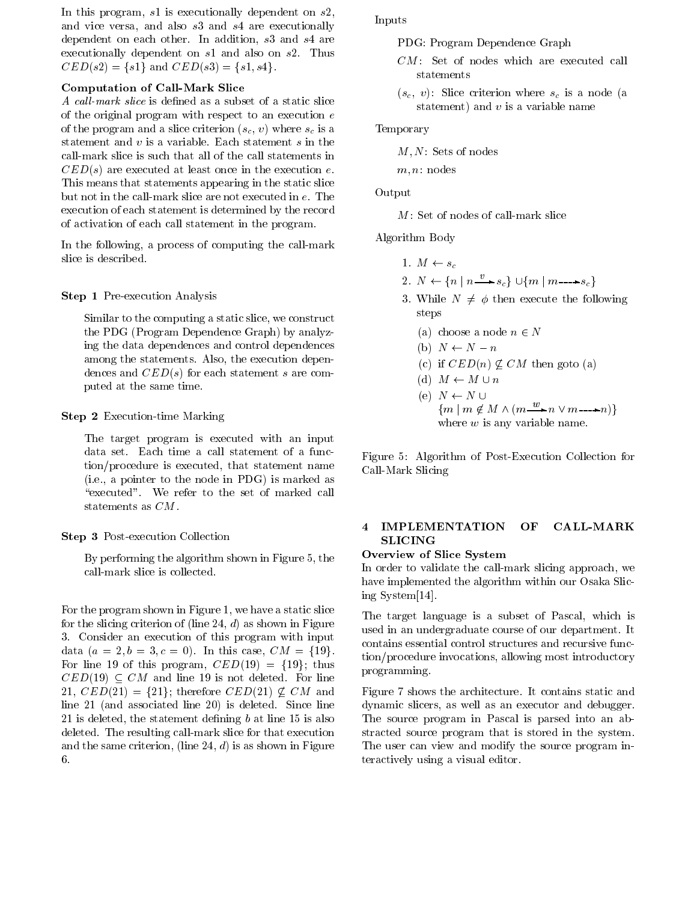In this program, $s1$ is executionally dependent on $s2$, and vice versa, and also $s3$ and $s4$ are executionally dependent on each other. In addition, $s3$ and $s4$ are executionally dependent on $s1$ and also on $s2$. Thus $CED(s2) = \{s1\}$ and $CED(s3) = \{s1, s4\}$.

### Computation of Call-Mark Slice

*A call-mark slice* is defined as a subset of a static slice of the original program with respect to an execution $e$ of the program and a slice criterion $(s_c, v)$ where $s_c$ is a statement and $v$ is a variable. Each statement $s$ in the call-mark slice is such that all of the call statements in $CED(s)$ are executed at least once in the execution $e$. This means that statements appearing in the static slice but not in the call-mark slice are not executed in $e$. The execution of each statement is determined by the record of activation of each call statement in the program.

In the following, a process of computing the call-mark slice is described.

**Step 1** Pre-execution Analysis

> Similar to the computing a static slice, we construct the PDG (Program Dependence Graph) by analyzing the data dependences and control dependences among the statements. Also, the execution dependences and $CED(s)$ for each statement $s$ are computed at the same time.

**Step 2** Execution-time Marking

> The target program is executed with an input data set. Each time a call statement of a function/procedure is executed, that statement name (i.e., a pointer to the node in PDG) is marked as "executed". We refer to the set of marked call statements as $CM$.

**Step 3** Post-execution Collection

> By performing the algorithm shown in Figure 5, the call-mark slice is collected.

For the program shown in Figure 1, we have a static slice for the slicing criterion of (line 24, $d$) as shown in Figure 3. Consider an execution of this program with input data ($a = 2, b = 3, c = 0$). In this case, $CM = \{19\}$. For line 19 of this program, $CED(19) = \{19\}$; thus $CED(19) \subseteq CM$ and line 19 is not deleted. For line 21, $CED(21) = \{21\}$; therefore $CED(21) \not\subseteq CM$ and line 21 (and associated line 20) is deleted. Since line 21 is deleted, the statement defining $b$ at line 15 is also deleted. The resulting call-mark slice for that execution and the same criterion, (line 24, $d$) is as shown in Figure 6.

Inputs

> PDG: Program Dependence Graph
>
> $CM$: Set of nodes which are executed call statements
>
> $(s_c,\ v)$: Slice criterion where $s_c$ is a node (a statement) and $v$ is a variable name

Temporary

> $M, N$: Sets of nodes
>
> $m, n$: nodes

Output

> $M$: Set of nodes of call-mark slice

Algorithm Body

1. $M \leftarrow s_c$
2. $N \leftarrow \{n \mid n \xrightarrow{v} s_c\} \cup \{m \mid m \dashrightarrow s_c\}$
3. While $N \neq \phi$ then execute the following steps
   - (a) choose a node $n \in N$
   - (b) $N \leftarrow N - n$
   - (c) if $CED(n) \not\subseteq CM$ then goto (a)
   - (d) $M \leftarrow M \cup n$
   - (e) $N \leftarrow N \cup$ $\{m \mid m \notin M \wedge (m \xrightarrow{w} n \vee m \dashrightarrow n)\}$ where $w$ is any variable name.

Figure 5: Algorithm of Post-Execution Collection for Call-Mark Slicing

## 4 IMPLEMENTATION OF CALL-MARK SLICING

### Overview of Slice System

In order to validate the call-mark slicing approach, we have implemented the algorithm within our Osaka Slicing System[14].

The target language is a subset of Pascal, which is used in an undergraduate course of our department. It contains essential control structures and recursive function/procedure invocations, allowing most introductory programming.

Figure 7 shows the architecture. It contains static and dynamic slicers, as well as an executor and debugger. The source program in Pascal is parsed into an abstracted source program that is stored in the system. The user can view and modify the source program interactively using a visual editor.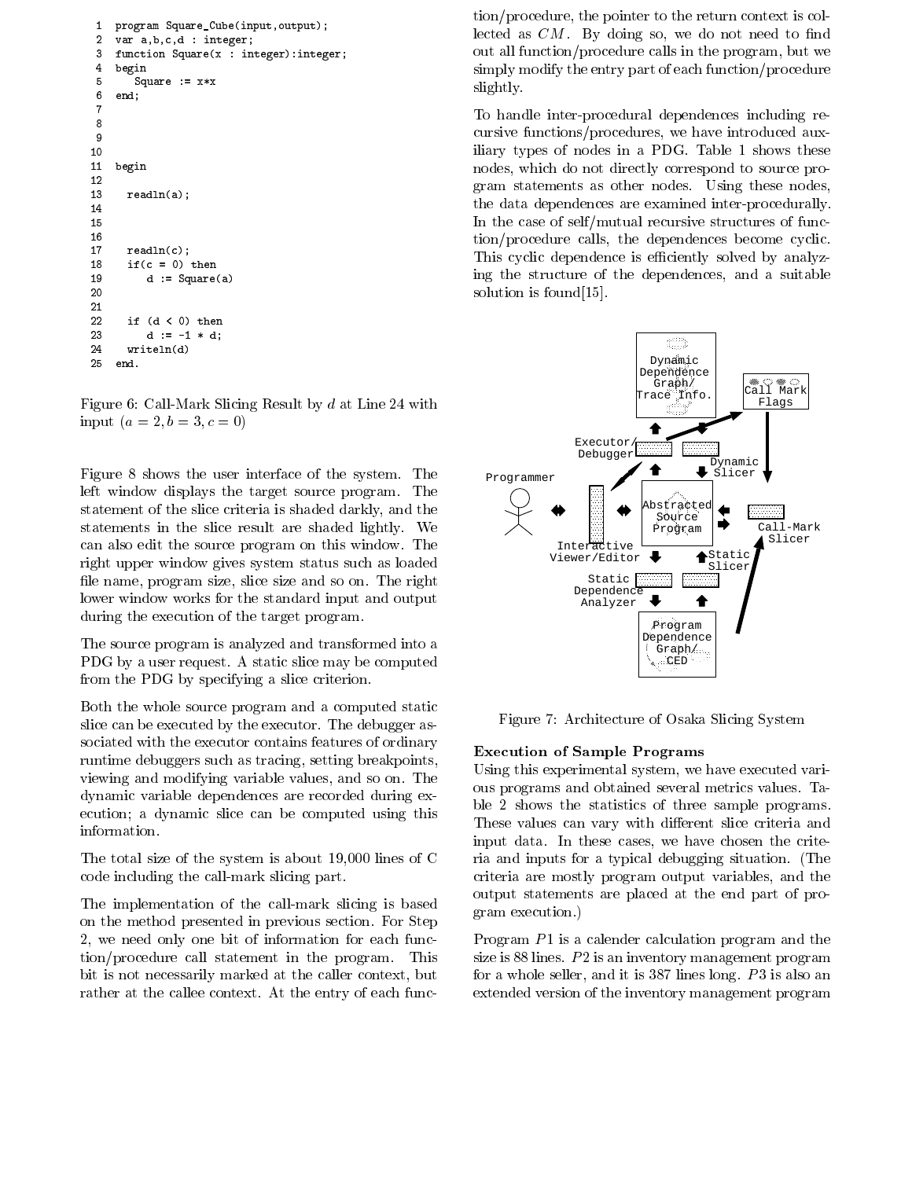```
1   program Square_Cube(input,output);
2   var a,b,c,d : integer;
3   function Square(x : integer):integer;
4   begin
5      Square := x*x
6   end;
7
8
9
10
11  begin
12
13    readln(a);
14
15
16
17    readln(c);
18    if(c = 0) then
19       d := Square(a)
20
21
22    if (d < 0) then
23       d := -1 * d;
24    writeln(d)
25  end.
```

Figure 6: Call-Mark Slicing Result by $d$ at Line 24 with input $(a = 2, b = 3, c = 0)$

Figure 8 shows the user interface of the system. The left window displays the target source program. The statement of the slice criteria is shaded darkly, and the statements in the slice result are shaded lightly. We can also edit the source program on this window. The right upper window gives system status such as loaded file name, program size, slice size and so on. The right lower window works for the standard input and output during the execution of the target program.

The source program is analyzed and transformed into a PDG by a user request. A static slice may be computed from the PDG by specifying a slice criterion.

Both the whole source program and a computed static slice can be executed by the executor. The debugger associated with the executor contains features of ordinary runtime debuggers such as tracing, setting breakpoints, viewing and modifying variable values, and so on. The dynamic variable dependences are recorded during execution; a dynamic slice can be computed using this information.

The total size of the system is about 19,000 lines of C code including the call-mark slicing part.

The implementation of the call-mark slicing is based on the method presented in previous section. For Step 2, we need only one bit of information for each function/procedure call statement in the program. This bit is not necessarily marked at the caller context, but rather at the callee context. At the entry of each function/procedure, the pointer to the return context is collected as $CM$. By doing so, we do not need to find out all function/procedure calls in the program, but we simply modify the entry part of each function/procedure slightly.

To handle inter-procedural dependences including recursive functions/procedures, we have introduced auxiliary types of nodes in a PDG. Table 1 shows these nodes, which do not directly correspond to source program statements as other nodes. Using these nodes, the data dependences are examined inter-procedurally. In the case of self/mutual recursive structures of function/procedure calls, the dependences become cyclic. This cyclic dependence is efficiently solved by analyzing the structure of the dependences, and a suitable solution is found[15].

Dynamic Dependence Graph/ Trace Info.

Call Mark Flags

Executor/ Debugger

Dynamic Slicer

Programmer

Abstracted Source Program

Call-Mark Slicer

Interactive Viewer/Editor

Static Slicer

Static Dependence Analyzer

Program Dependence Graph/ CED

Figure 7: Architecture of Osaka Slicing System

**Execution of Sample Programs**

Using this experimental system, we have executed various programs and obtained several metrics values. Table 2 shows the statistics of three sample programs. These values can vary with different slice criteria and input data. In these cases, we have chosen the criteria and inputs for a typical debugging situation. (The criteria are mostly program output variables, and the output statements are placed at the end part of program execution.)

Program $P1$ is a calender calculation program and the size is 88 lines. $P2$ is an inventory management program for a whole seller, and it is 387 lines long. $P3$ is also an extended version of the inventory management program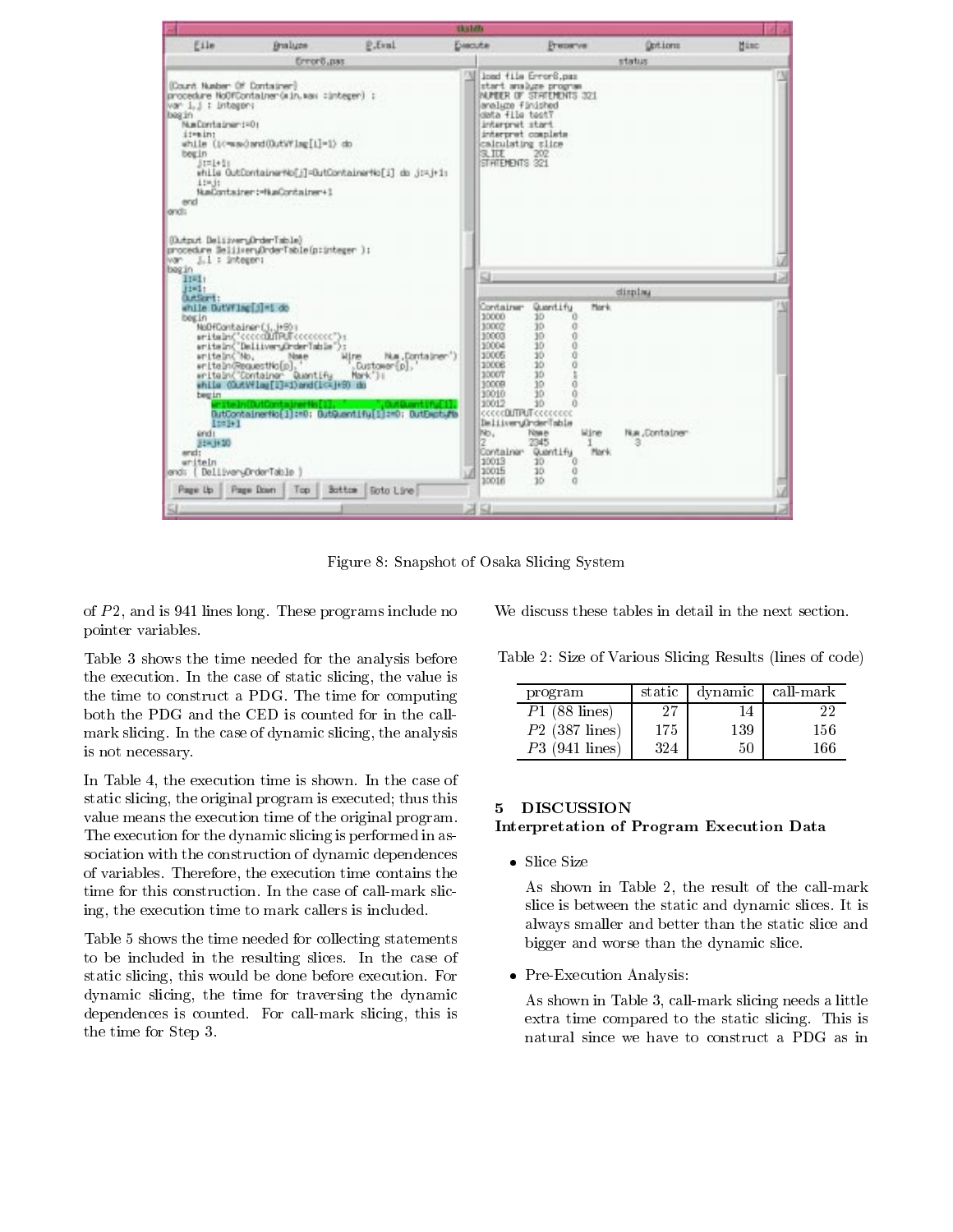Figure 8: Snapshot of Osaka Slicing System

of $P2$, and is 941 lines long. These programs include no pointer variables.

Table 3 shows the time needed for the analysis before the execution. In the case of static slicing, the value is the time to construct a PDG. The time for computing both the PDG and the CED is counted for in the call-mark slicing. In the case of dynamic slicing, the analysis is not necessary.

In Table 4, the execution time is shown. In the case of static slicing, the original program is executed; thus this value means the execution time of the original program. The execution for the dynamic slicing is performed in association with the construction of dynamic dependences of variables. Therefore, the execution time contains the time for this construction. In the case of call-mark slicing, the execution time to mark callers is included.

Table 5 shows the time needed for collecting statements to be included in the resulting slices. In the case of static slicing, this would be done before execution. For dynamic slicing, the time for traversing the dynamic dependences is counted. For call-mark slicing, this is the time for Step 3.

We discuss these tables in detail in the next section.

Table 2: Size of Various Slicing Results (lines of code)

| program | static | dynamic | call-mark |
|---|---|---|---|
| $P1$ (88 lines) | 27 | 14 | 22 |
| $P2$ (387 lines) | 175 | 139 | 156 |
| $P3$ (941 lines) | 324 | 50 | 166 |

## 5 DISCUSSION

### Interpretation of Program Execution Data

- Slice Size

  As shown in Table 2, the result of the call-mark slice is between the static and dynamic slices. It is always smaller and better than the static slice and bigger and worse than the dynamic slice.

- Pre-Execution Analysis:

  As shown in Table 3, call-mark slicing needs a little extra time compared to the static slicing. This is natural since we have to construct a PDG as in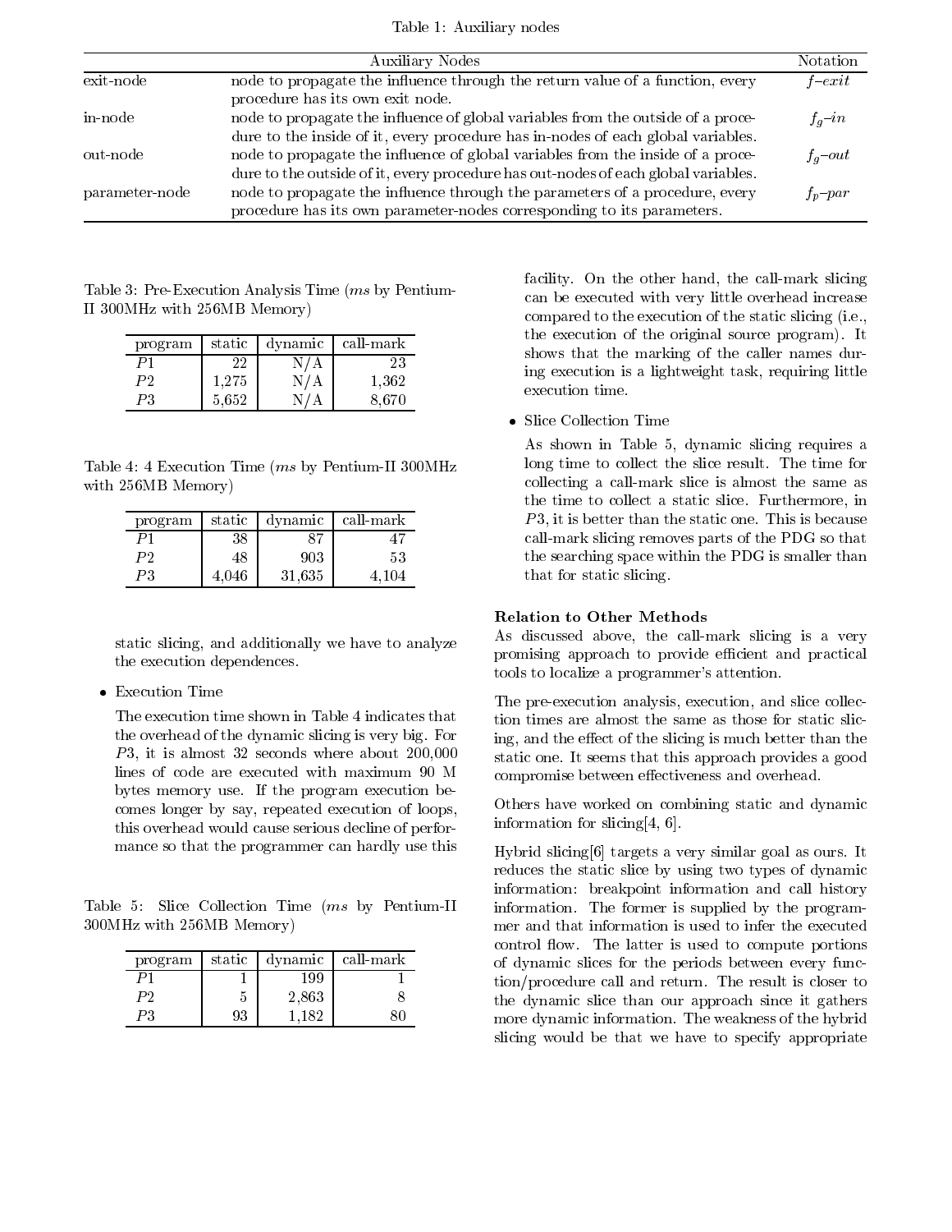Table 1: Auxiliary nodes

| | Auxiliary Nodes | Notation |
|---|---|---|
| exit-node | node to propagate the influence through the return value of a function, every procedure has its own exit node. | $f$–$exit$ |
| in-node | node to propagate the influence of global variables from the outside of a procedure to the inside of it, every procedure has in-nodes of each global variables. | $f_g$–$in$ |
| out-node | node to propagate the influence of global variables from the inside of a procedure to the outside of it, every procedure has out-nodes of each global variables. | $f_g$–$out$ |
| parameter-node | node to propagate the influence through the parameters of a procedure, every procedure has its own parameter-nodes corresponding to its parameters. | $f_p$–$par$ |

Table 3: Pre-Execution Analysis Time (*ms* by Pentium-II 300MHz with 256MB Memory)

| program | static | dynamic | call-mark |
|---|---|---|---|
| $P1$ | 22 | N/A | 23 |
| $P2$ | 1,275 | N/A | 1,362 |
| $P3$ | 5,652 | N/A | 8,670 |

Table 4: 4 Execution Time (*ms* by Pentium-II 300MHz with 256MB Memory)

| program | static | dynamic | call-mark |
|---|---|---|---|
| $P1$ | 38 | 87 | 47 |
| $P2$ | 48 | 903 | 53 |
| $P3$ | 4,046 | 31,635 | 4,104 |

static slicing, and additionally we have to analyze the execution dependences.

- Execution Time

  The execution time shown in Table 4 indicates that the overhead of the dynamic slicing is very big. For $P3$, it is almost 32 seconds where about 200,000 lines of code are executed with maximum 90 M bytes memory use. If the program execution becomes longer by say, repeated execution of loops, this overhead would cause serious decline of performance so that the programmer can hardly use this facility. On the other hand, the call-mark slicing can be executed with very little overhead increase compared to the execution of the static slicing (i.e., the execution of the original source program). It shows that the marking of the caller names during execution is a lightweight task, requiring little execution time.

Table 5: Slice Collection Time (*ms* by Pentium-II 300MHz with 256MB Memory)

| program | static | dynamic | call-mark |
|---|---|---|---|
| $P1$ | 1 | 199 | 1 |
| $P2$ | 5 | 2,863 | 8 |
| $P3$ | 93 | 1,182 | 80 |

- Slice Collection Time

  As shown in Table 5, dynamic slicing requires a long time to collect the slice result. The time for collecting a call-mark slice is almost the same as the time to collect a static slice. Furthermore, in $P3$, it is better than the static one. This is because call-mark slicing removes parts of the PDG so that the searching space within the PDG is smaller than that for static slicing.

**Relation to Other Methods**

As discussed above, the call-mark slicing is a very promising approach to provide efficient and practical tools to localize a programmer's attention.

The pre-execution analysis, execution, and slice collection times are almost the same as those for static slicing, and the effect of the slicing is much better than the static one. It seems that this approach provides a good compromise between effectiveness and overhead.

Others have worked on combining static and dynamic information for slicing[4, 6].

Hybrid slicing[6] targets a very similar goal as ours. It reduces the static slice by using two types of dynamic information: breakpoint information and call history information. The former is supplied by the programmer and that information is used to infer the executed control flow. The latter is used to compute portions of dynamic slices for the periods between every function/procedure call and return. The result is closer to the dynamic slice than our approach since it gathers more dynamic information. The weakness of the hybrid slicing would be that we have to specify appropriate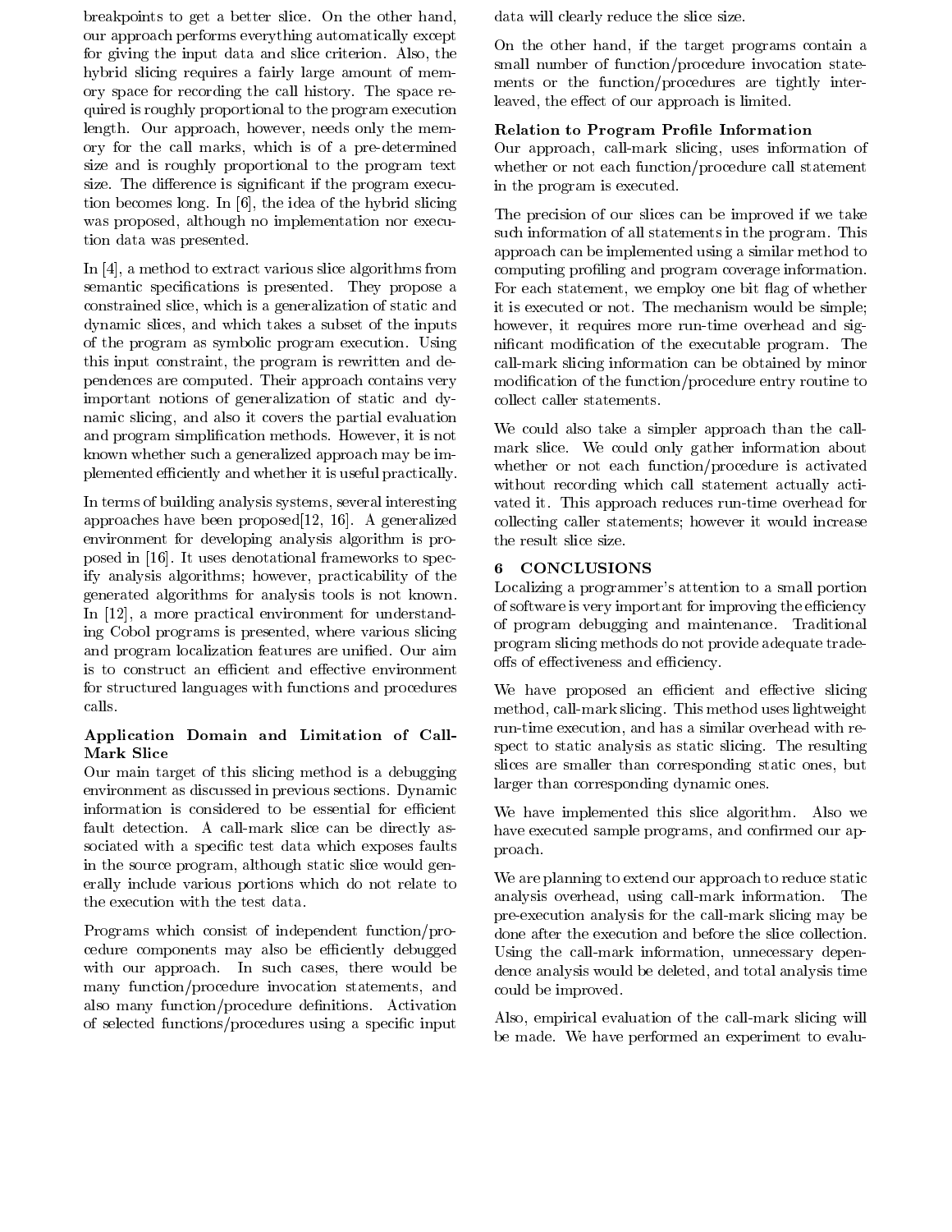breakpoints to get a better slice. On the other hand, our approach performs everything automatically except for giving the input data and slice criterion. Also, the hybrid slicing requires a fairly large amount of memory space for recording the call history. The space required is roughly proportional to the program execution length. Our approach, however, needs only the memory for the call marks, which is of a pre-determined size and is roughly proportional to the program text size. The difference is significant if the program execution becomes long. In [6], the idea of the hybrid slicing was proposed, although no implementation nor execution data was presented.

In [4], a method to extract various slice algorithms from semantic specifications is presented. They propose a constrained slice, which is a generalization of static and dynamic slices, and which takes a subset of the inputs of the program as symbolic program execution. Using this input constraint, the program is rewritten and dependences are computed. Their approach contains very important notions of generalization of static and dynamic slicing, and also it covers the partial evaluation and program simplification methods. However, it is not known whether such a generalized approach may be implemented efficiently and whether it is useful practically.

In terms of building analysis systems, several interesting approaches have been proposed[12, 16]. A generalized environment for developing analysis algorithm is proposed in [16]. It uses denotational frameworks to specify analysis algorithms; however, practicability of the generated algorithms for analysis tools is not known. In [12], a more practical environment for understanding Cobol programs is presented, where various slicing and program localization features are unified. Our aim is to construct an efficient and effective environment for structured languages with functions and procedures calls.

**Application Domain and Limitation of Call-Mark Slice**

Our main target of this slicing method is a debugging environment as discussed in previous sections. Dynamic information is considered to be essential for efficient fault detection. A call-mark slice can be directly associated with a specific test data which exposes faults in the source program, although static slice would generally include various portions which do not relate to the execution with the test data.

Programs which consist of independent function/procedure components may also be efficiently debugged with our approach. In such cases, there would be many function/procedure invocation statements, and also many function/procedure definitions. Activation of selected functions/procedures using a specific input data will clearly reduce the slice size.

On the other hand, if the target programs contain a small number of function/procedure invocation statements or the function/procedures are tightly interleaved, the effect of our approach is limited.

**Relation to Program Profile Information**

Our approach, call-mark slicing, uses information of whether or not each function/procedure call statement in the program is executed.

The precision of our slices can be improved if we take such information of all statements in the program. This approach can be implemented using a similar method to computing profiling and program coverage information. For each statement, we employ one bit flag of whether it is executed or not. The mechanism would be simple; however, it requires more run-time overhead and significant modification of the executable program. The call-mark slicing information can be obtained by minor modification of the function/procedure entry routine to collect caller statements.

We could also take a simpler approach than the call-mark slice. We could only gather information about whether or not each function/procedure is activated without recording which call statement actually activated it. This approach reduces run-time overhead for collecting caller statements; however it would increase the result slice size.

## 6 CONCLUSIONS

Localizing a programmer's attention to a small portion of software is very important for improving the efficiency of program debugging and maintenance. Traditional program slicing methods do not provide adequate tradeoffs of effectiveness and efficiency.

We have proposed an efficient and effective slicing method, call-mark slicing. This method uses lightweight run-time execution, and has a similar overhead with respect to static analysis as static slicing. The resulting slices are smaller than corresponding static ones, but larger than corresponding dynamic ones.

We have implemented this slice algorithm. Also we have executed sample programs, and confirmed our approach.

We are planning to extend our approach to reduce static analysis overhead, using call-mark information. The pre-execution analysis for the call-mark slicing may be done after the execution and before the slice collection. Using the call-mark information, unnecessary dependence analysis would be deleted, and total analysis time could be improved.

Also, empirical evaluation of the call-mark slicing will be made. We have performed an experiment to evalu-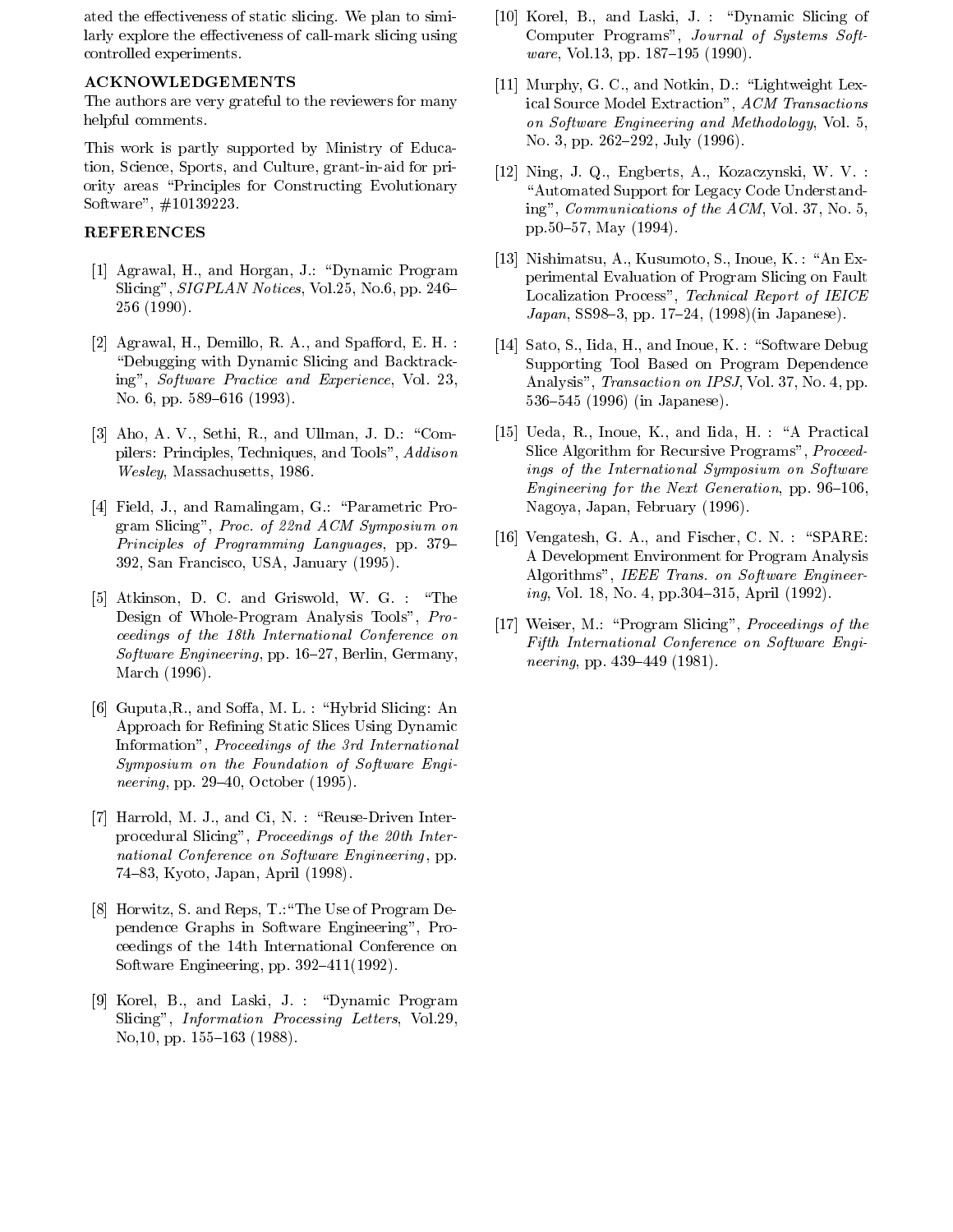ated the effectiveness of static slicing. We plan to similarly explore the effectiveness of call-mark slicing using controlled experiments.

## ACKNOWLEDGEMENTS

The authors are very grateful to the reviewers for many helpful comments.

This work is partly supported by Ministry of Education, Science, Sports, and Culture, grant-in-aid for priority areas "Principles for Constructing Evolutionary Software", #10139223.

## REFERENCES

[1] Agrawal, H., and Horgan, J.: "Dynamic Program Slicing", *SIGPLAN Notices*, Vol.25, No.6, pp. 246–256 (1990).

[2] Agrawal, H., Demillo, R. A., and Spafford, E. H. : "Debugging with Dynamic Slicing and Backtracking", *Software Practice and Experience*, Vol. 23, No. 6, pp. 589–616 (1993).

[3] Aho, A. V., Sethi, R., and Ullman, J. D.: "Compilers: Principles, Techniques, and Tools", *Addison Wesley*, Massachusetts, 1986.

[4] Field, J., and Ramalingam, G.: "Parametric Program Slicing", *Proc. of 22nd ACM Symposium on Principles of Programming Languages*, pp. 379–392, San Francisco, USA, January (1995).

[5] Atkinson, D. C. and Griswold, W. G. : "The Design of Whole-Program Analysis Tools", *Proceedings of the 18th International Conference on Software Engineering*, pp. 16–27, Berlin, Germany, March (1996).

[6] Guputa,R., and Soffa, M. L. : "Hybrid Slicing: An Approach for Refining Static Slices Using Dynamic Information", *Proceedings of the 3rd International Symposium on the Foundation of Software Engineering*, pp. 29–40, October (1995).

[7] Harrold, M. J., and Ci, N. : "Reuse-Driven Interprocedural Slicing", *Proceedings of the 20th International Conference on Software Engineering*, pp. 74–83, Kyoto, Japan, April (1998).

[8] Horwitz, S. and Reps, T.:"The Use of Program Dependence Graphs in Software Engineering", Proceedings of the 14th International Conference on Software Engineering, pp. 392–411(1992).

[9] Korel, B., and Laski, J. : "Dynamic Program Slicing", *Information Processing Letters*, Vol.29, No,10, pp. 155–163 (1988).

[10] Korel, B., and Laski, J. : "Dynamic Slicing of Computer Programs", *Journal of Systems Software*, Vol.13, pp. 187–195 (1990).

[11] Murphy, G. C., and Notkin, D.: "Lightweight Lexical Source Model Extraction", *ACM Transactions on Software Engineering and Methodology*, Vol. 5, No. 3, pp. 262–292, July (1996).

[12] Ning, J. Q., Engberts, A., Kozaczynski, W. V. : "Automated Support for Legacy Code Understanding", *Communications of the ACM*, Vol. 37, No. 5, pp.50–57, May (1994).

[13] Nishimatsu, A., Kusumoto, S., Inoue, K. : "An Experimental Evaluation of Program Slicing on Fault Localization Process", *Technical Report of IEICE Japan*, SS98–3, pp. 17–24, (1998)(in Japanese).

[14] Sato, S., Iida, H., and Inoue, K. : "Software Debug Supporting Tool Based on Program Dependence Analysis", *Transaction on IPSJ*, Vol. 37, No. 4, pp. 536–545 (1996) (in Japanese).

[15] Ueda, R., Inoue, K., and Iida, H. : "A Practical Slice Algorithm for Recursive Programs", *Proceedings of the International Symposium on Software Engineering for the Next Generation*, pp. 96–106, Nagoya, Japan, February (1996).

[16] Vengatesh, G. A., and Fischer, C. N. : "SPARE: A Development Environment for Program Analysis Algorithms", *IEEE Trans. on Software Engineering*, Vol. 18, No. 4, pp.304–315, April (1992).

[17] Weiser, M.: "Program Slicing", *Proceedings of the Fifth International Conference on Software Engineering*, pp. 439–449 (1981).